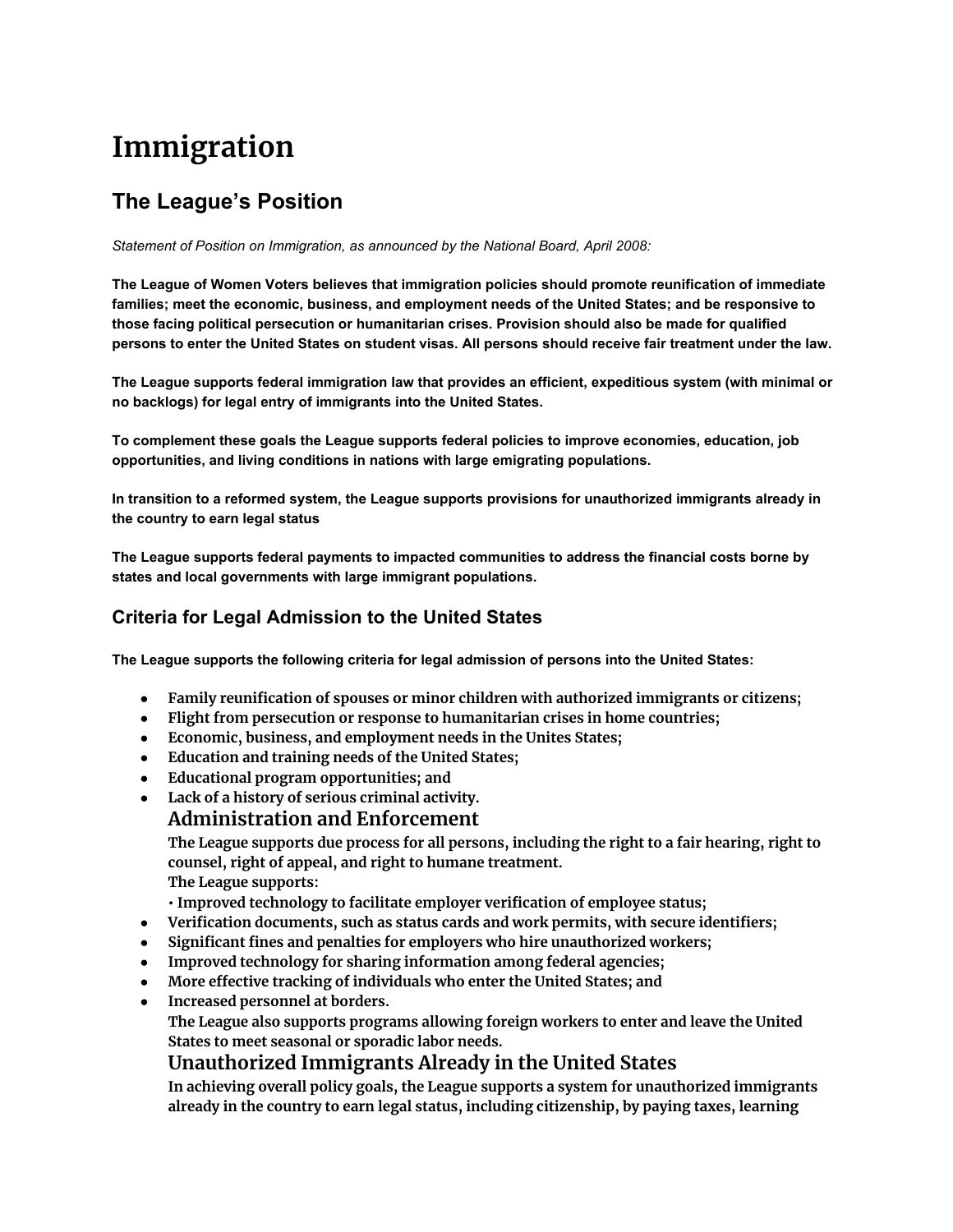# Immigration

## The League's Position

*Statement of Position on Immigration, as announced by the National Board, April 2008:*

**The League of Women Voters believes that immigration policies should promote reunification of immediate families; meet the economic, business, and employment needs of the United States; and be responsive to those facing political persecution or humanitarian crises. Provision should also be made for qualified persons to enter the United States on student visas. All persons should receive fair treatment under the law.**

**The League supports federal immigration law that provides an efficient, expeditious system (with minimal or no backlogs) for legal entry of immigrants into the United States.**

**To complement these goals the League supports federal policies to improve economies, education, job opportunities, and living conditions in nations with large emigrating populations.**

**In transition to a reformed system, the League supports provisions for unauthorized immigrants already in the country to earn legal status**

**The League supports federal payments to impacted communities to address the financial costs borne by states and local governments with large immigrant populations.**

### Criteria for Legal Admission to the United States

**The League supports the following criteria for legal admission of persons into the United States:**

- **Family reunification of spouses or minor children with authorized immigrants or citizens;**
- **Flight from persecution or response to humanitarian crises in home countries;**
- **Economic, business, and employment needs in the Unites States;**
- **Education and training needs of the United States;**
- **Educational program opportunities; and**
- **Lack of a history of serious criminal activity.**

### Administration and Enforcement

**The League supports due process for all persons, including the right to a fair hearing, right to counsel, right of appeal, and right to humane treatment.**

**The League supports:**

- **Improved technology to facilitate employer verification of employee status;**
- **Verification documents, such as status cards and work permits, with secure identifiers;**
- **Significant fines and penalties for employers who hire unauthorized workers;**
- **Improved technology for sharing information among federal agencies;**
- **More effective tracking of individuals who enter the United States; and**
- **Increased personnel at borders.**

**The League also supports programs allowing foreign workers to enter and leave the United States to meet seasonal or sporadic labor needs.**

### Unauthorized Immigrants Already in the United States

**In achieving overall policy goals, the League supports a system for unauthorized immigrants already in the country to earn legal status, including citizenship, by paying taxes, learning**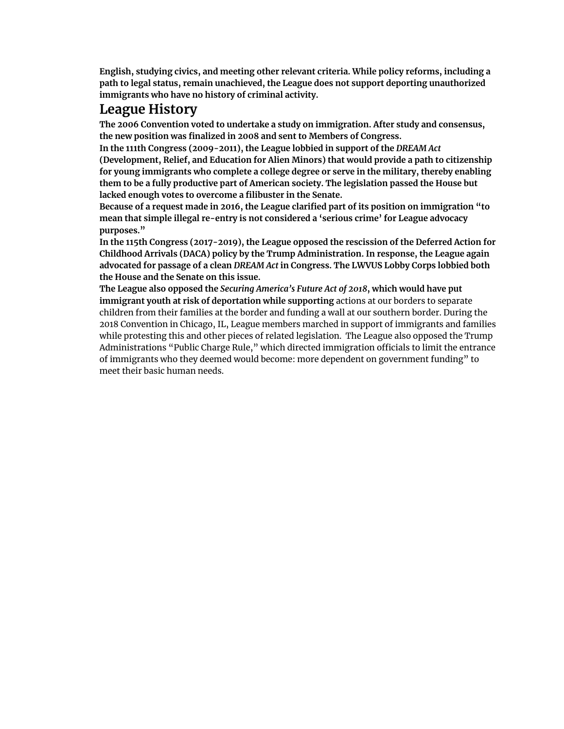**English, studying civics, and meeting other relevant criteria. While policy reforms, including a path to legal status, remain unachieved, the League does not support deporting unauthorized immigrants who have no history of criminal activity.**

## League History

**The 2006 Convention voted to undertake a study on immigration. After study and consensus, the new position was finalized in 2008 and sent to Members of Congress.**

**In the 111th Congress (2009-2011), the League lobbied in support of the *DREAM Act* (Development, Relief, and Education for Alien Minors) that would provide a path to citizenship for young immigrants who complete a college degree or serve in the military, thereby enabling them to be a fully productive part of American society. The legislation passed the House but lacked enough votes to overcome a filibuster in the Senate.**

**Because of a request made in 2016, the League clarified part of its position on immigration "to mean that simple illegal re-entry is not considered a 'serious crime' for League advocacy purposes."**

**In the 115th Congress (2017-2019), the League opposed the rescission of the Deferred Action for Childhood Arrivals (DACA) policy by the Trump Administration. In response, the League again advocated for passage of a clean *DREAM Act* in Congress. The LWVUS Lobby Corps lobbied both the House and the Senate on this issue.**

**The League also opposed the *Securing America's Future Act of 2018*, which would have put immigrant youth at risk of deportation while supporting** actions at our borders to separate children from their families at the border and funding a wall at our southern border. During the 2018 Convention in Chicago, IL, League members marched in support of immigrants and families while protesting this and other pieces of related legislation. The League also opposed the Trump Administrations "Public Charge Rule," which directed immigration officials to limit the entrance of immigrants who they deemed would become: more dependent on government funding" to meet their basic human needs.